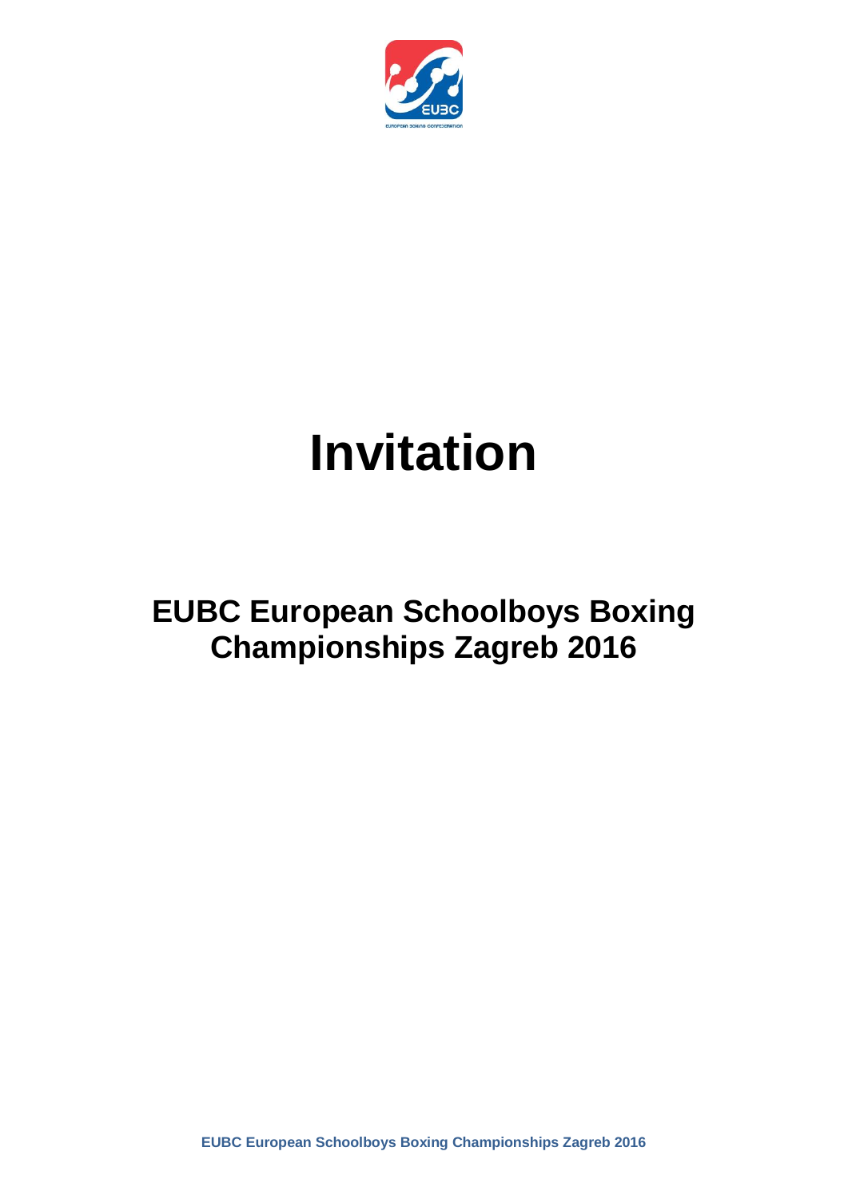# Invitation

## EUBC European Schoolboys Boxing Championships Zagreb 2016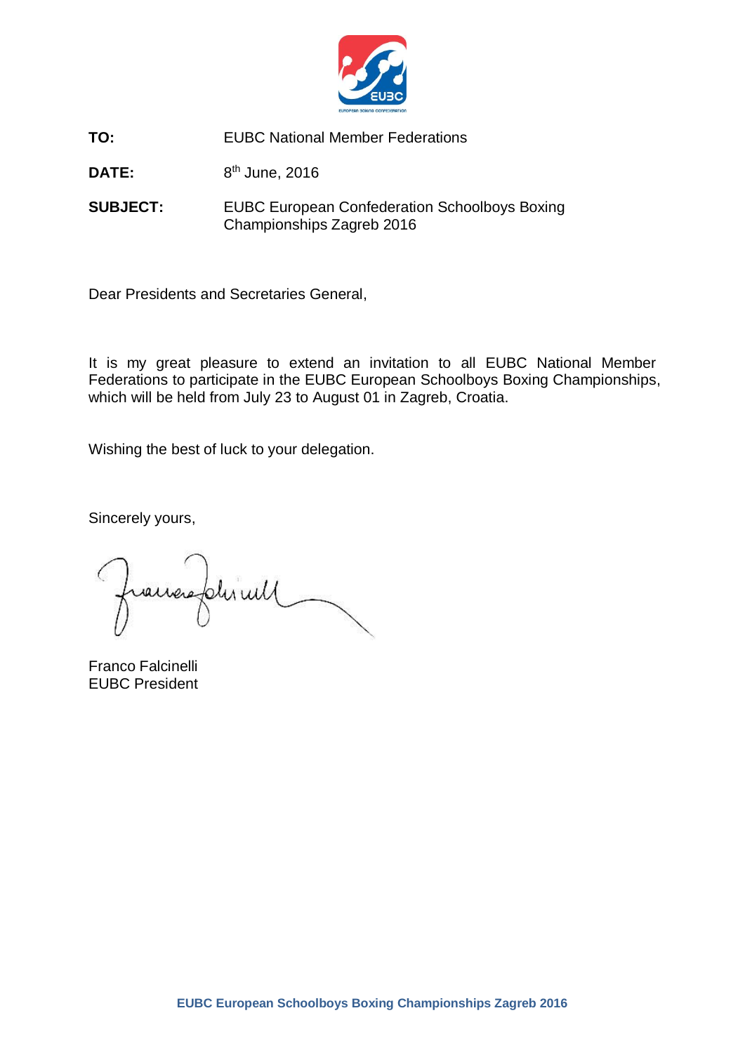**TO:** EUBC National Member Federations

**DATE:** 8th June, 2016

**SUBJECT:** EUBC European Confederation Schoolboys Boxing Championships Zagreb 2016

Dear Presidents and Secretaries General,

It is my great pleasure to extend an invitation to all EUBC National Member Federations to participate in the EUBC European Schoolboys Boxing Championships, which will be held from July 23 to August 01 in Zagreb, Croatia.

Wishing the best of luck to your delegation.

Sincerely yours,

Franco Falcinelli
EUBC President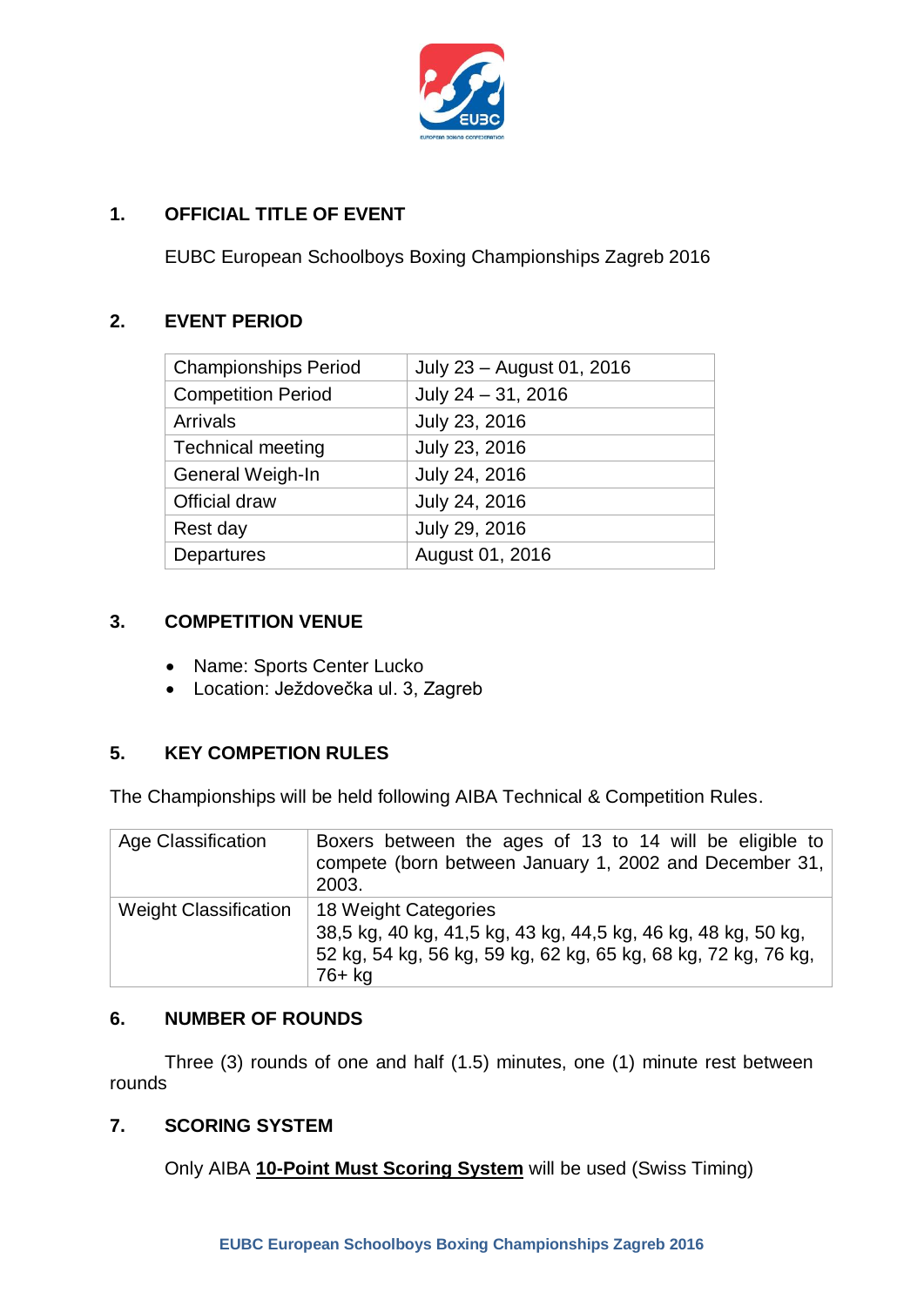## 1. OFFICIAL TITLE OF EVENT

EUBC European Schoolboys Boxing Championships Zagreb 2016

## 2. EVENT PERIOD

| Championships Period | July 23 – August 01, 2016 |
|---|---|
| Competition Period | July 24 – 31, 2016 |
| Arrivals | July 23, 2016 |
| Technical meeting | July 23, 2016 |
| General Weigh-In | July 24, 2016 |
| Official draw | July 24, 2016 |
| Rest day | July 29, 2016 |
| Departures | August 01, 2016 |

## 3. COMPETITION VENUE

- Name: Sports Center Lucko
- Location: Ježdovečka ul. 3, Zagreb

## 5. KEY COMPETION RULES

The Championships will be held following AIBA Technical & Competition Rules.

| Age Classification | Boxers between the ages of 13 to 14 will be eligible to compete (born between January 1, 2002 and December 31, 2003. |
|---|---|
| Weight Classification | 18 Weight Categories<br>38,5 kg, 40 kg, 41,5 kg, 43 kg, 44,5 kg, 46 kg, 48 kg, 50 kg, 52 kg, 54 kg, 56 kg, 59 kg, 62 kg, 65 kg, 68 kg, 72 kg, 76 kg, 76+ kg |

## 6. NUMBER OF ROUNDS

Three (3) rounds of one and half (1.5) minutes, one (1) minute rest between rounds

## 7. SCORING SYSTEM

Only AIBA **10-Point Must Scoring System** will be used (Swiss Timing)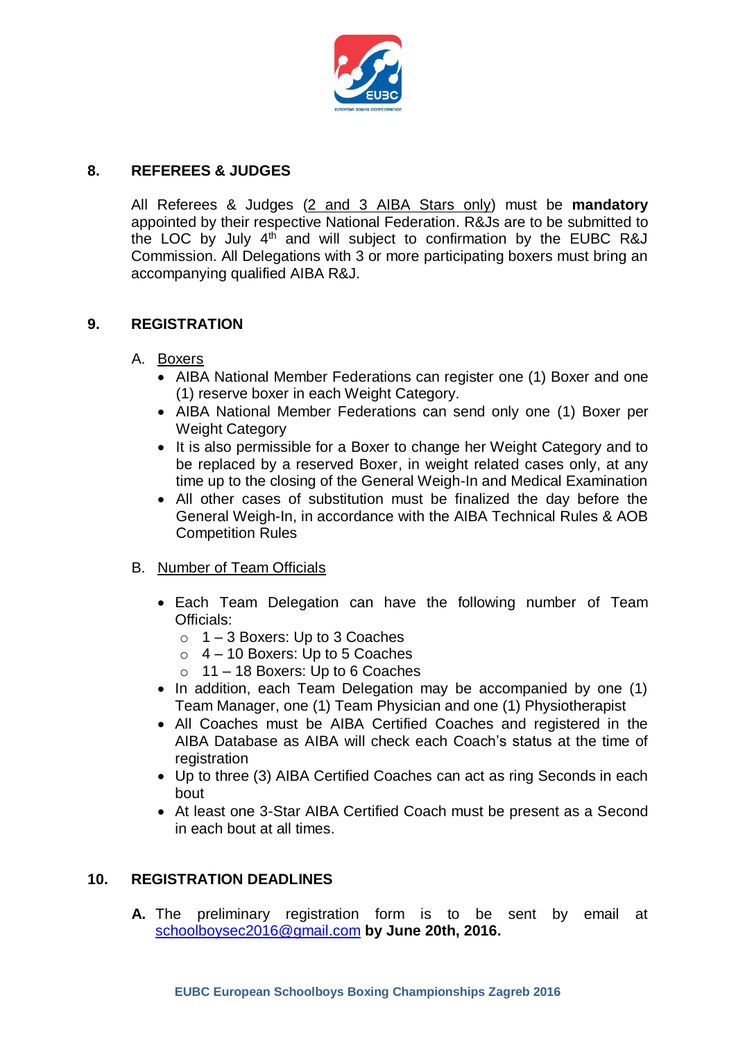## 8. REFEREES & JUDGES

All Referees & Judges (2 and 3 AIBA Stars only) must be **mandatory** appointed by their respective National Federation. R&Js are to be submitted to the LOC by July 4th and will subject to confirmation by the EUBC R&J Commission. All Delegations with 3 or more participating boxers must bring an accompanying qualified AIBA R&J.

## 9. REGISTRATION

A. Boxers

- AIBA National Member Federations can register one (1) Boxer and one (1) reserve boxer in each Weight Category.
- AIBA National Member Federations can send only one (1) Boxer per Weight Category
- It is also permissible for a Boxer to change her Weight Category and to be replaced by a reserved Boxer, in weight related cases only, at any time up to the closing of the General Weigh-In and Medical Examination
- All other cases of substitution must be finalized the day before the General Weigh-In, in accordance with the AIBA Technical Rules & AOB Competition Rules

B. Number of Team Officials

- Each Team Delegation can have the following number of Team Officials:
  - 1 – 3 Boxers: Up to 3 Coaches
  - 4 – 10 Boxers: Up to 5 Coaches
  - 11 – 18 Boxers: Up to 6 Coaches
- In addition, each Team Delegation may be accompanied by one (1) Team Manager, one (1) Team Physician and one (1) Physiotherapist
- All Coaches must be AIBA Certified Coaches and registered in the AIBA Database as AIBA will check each Coach's status at the time of registration
- Up to three (3) AIBA Certified Coaches can act as ring Seconds in each bout
- At least one 3-Star AIBA Certified Coach must be present as a Second in each bout at all times.

## 10. REGISTRATION DEADLINES

**A.** The preliminary registration form is to be sent by email at schoolboysec2016@gmail.com **by June 20th, 2016.**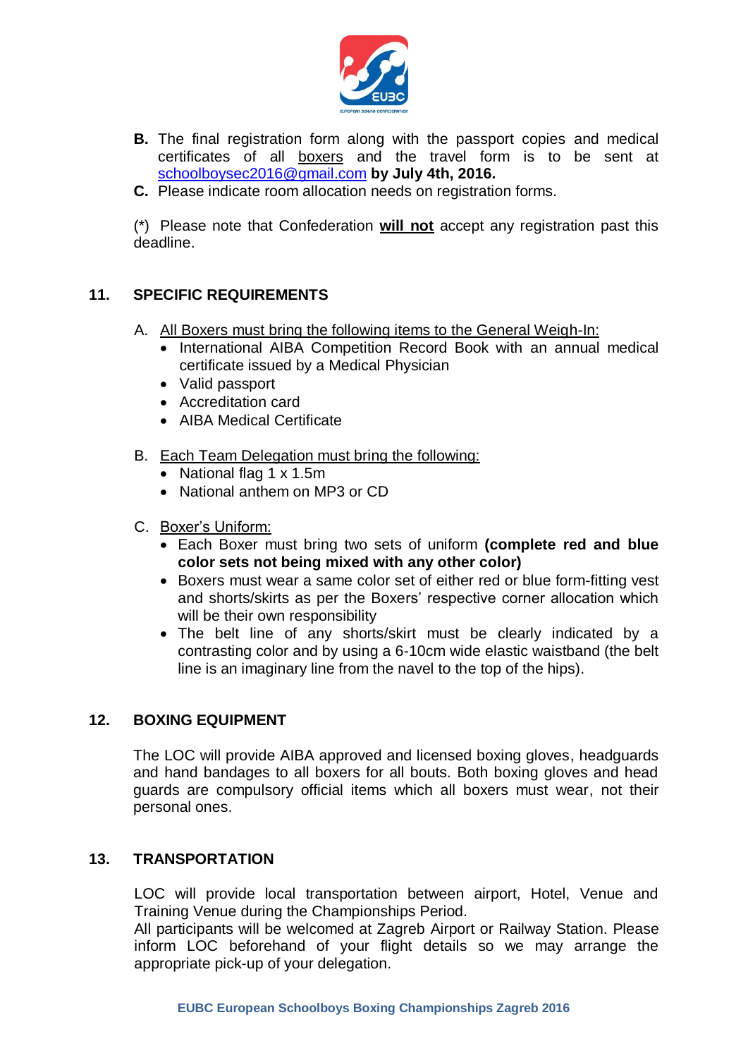**B.** The final registration form along with the passport copies and medical certificates of all boxers and the travel form is to be sent at schoolboysec2016@gmail.com **by July 4th, 2016.**

**C.** Please indicate room allocation needs on registration forms.

(*) Please note that Confederation **will not** accept any registration past this deadline.

## 11. SPECIFIC REQUIREMENTS

A. All Boxers must bring the following items to the General Weigh-In:

- International AIBA Competition Record Book with an annual medical certificate issued by a Medical Physician
- Valid passport
- Accreditation card
- AIBA Medical Certificate

B. Each Team Delegation must bring the following:

- National flag 1 x 1.5m
- National anthem on MP3 or CD

C. Boxer's Uniform:

- Each Boxer must bring two sets of uniform **(complete red and blue color sets not being mixed with any other color)**
- Boxers must wear a same color set of either red or blue form-fitting vest and shorts/skirts as per the Boxers' respective corner allocation which will be their own responsibility
- The belt line of any shorts/skirt must be clearly indicated by a contrasting color and by using a 6-10cm wide elastic waistband (the belt line is an imaginary line from the navel to the top of the hips).

## 12. BOXING EQUIPMENT

The LOC will provide AIBA approved and licensed boxing gloves, headguards and hand bandages to all boxers for all bouts. Both boxing gloves and head guards are compulsory official items which all boxers must wear, not their personal ones.

## 13. TRANSPORTATION

LOC will provide local transportation between airport, Hotel, Venue and Training Venue during the Championships Period.
All participants will be welcomed at Zagreb Airport or Railway Station. Please inform LOC beforehand of your flight details so we may arrange the appropriate pick-up of your delegation.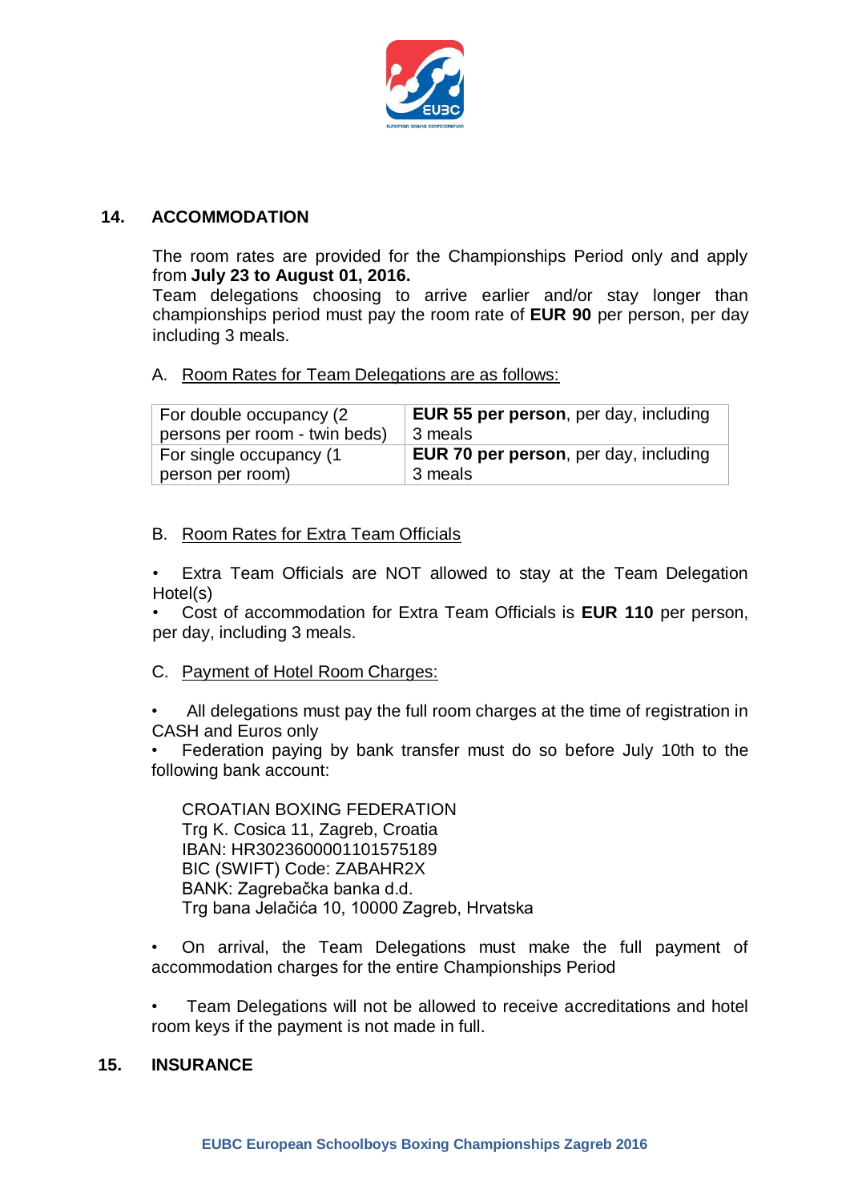## 14. ACCOMMODATION

The room rates are provided for the Championships Period only and apply from **July 23 to August 01, 2016.**
Team delegations choosing to arrive earlier and/or stay longer than championships period must pay the room rate of **EUR 90** per person, per day including 3 meals.

A. Room Rates for Team Delegations are as follows:

| | |
|---|---|
| For double occupancy (2 persons per room - twin beds) | **EUR 55 per person**, per day, including 3 meals |
| For single occupancy (1 person per room) | **EUR 70 per person**, per day, including 3 meals |

B. Room Rates for Extra Team Officials

- Extra Team Officials are NOT allowed to stay at the Team Delegation Hotel(s)
- Cost of accommodation for Extra Team Officials is **EUR 110** per person, per day, including 3 meals.

C. Payment of Hotel Room Charges:

- All delegations must pay the full room charges at the time of registration in CASH and Euros only
- Federation paying by bank transfer must do so before July 10th to the following bank account:

CROATIAN BOXING FEDERATION
Trg K. Cosica 11, Zagreb, Croatia
IBAN: HR3023600001101575189
BIC (SWIFT) Code: ZABAHR2X
BANK: Zagrebačka banka d.d.
Trg bana Jelačića 10, 10000 Zagreb, Hrvatska

- On arrival, the Team Delegations must make the full payment of accommodation charges for the entire Championships Period

- Team Delegations will not be allowed to receive accreditations and hotel room keys if the payment is not made in full.

## 15. INSURANCE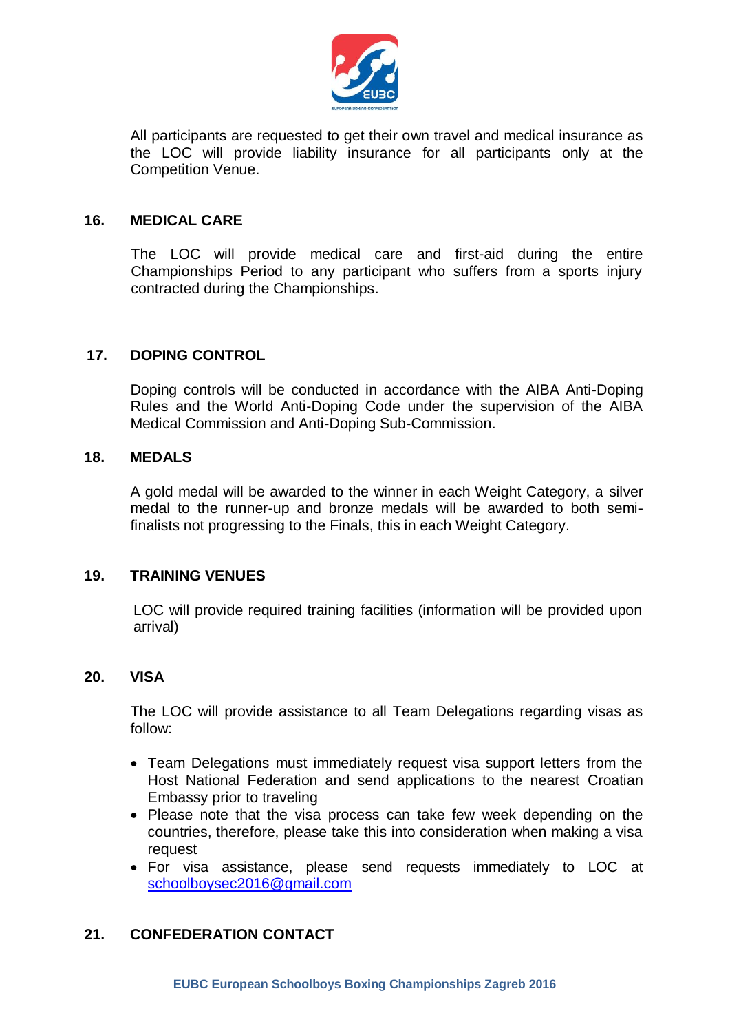All participants are requested to get their own travel and medical insurance as the LOC will provide liability insurance for all participants only at the Competition Venue.

## 16. MEDICAL CARE

The LOC will provide medical care and first-aid during the entire Championships Period to any participant who suffers from a sports injury contracted during the Championships.

## 17. DOPING CONTROL

Doping controls will be conducted in accordance with the AIBA Anti-Doping Rules and the World Anti-Doping Code under the supervision of the AIBA Medical Commission and Anti-Doping Sub-Commission.

## 18. MEDALS

A gold medal will be awarded to the winner in each Weight Category, a silver medal to the runner-up and bronze medals will be awarded to both semi-finalists not progressing to the Finals, this in each Weight Category.

## 19. TRAINING VENUES

LOC will provide required training facilities (information will be provided upon arrival)

## 20. VISA

The LOC will provide assistance to all Team Delegations regarding visas as follow:

- Team Delegations must immediately request visa support letters from the Host National Federation and send applications to the nearest Croatian Embassy prior to traveling
- Please note that the visa process can take few week depending on the countries, therefore, please take this into consideration when making a visa request
- For visa assistance, please send requests immediately to LOC at schoolboysec2016@gmail.com

## 21. CONFEDERATION CONTACT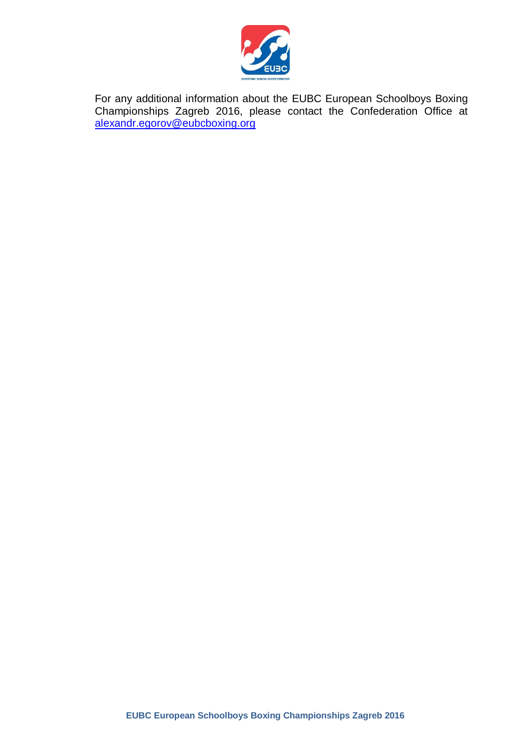For any additional information about the EUBC European Schoolboys Boxing Championships Zagreb 2016, please contact the Confederation Office at [alexandr.egorov@eubcboxing.org](mailto:alexandr.egorov@eubcboxing.org)